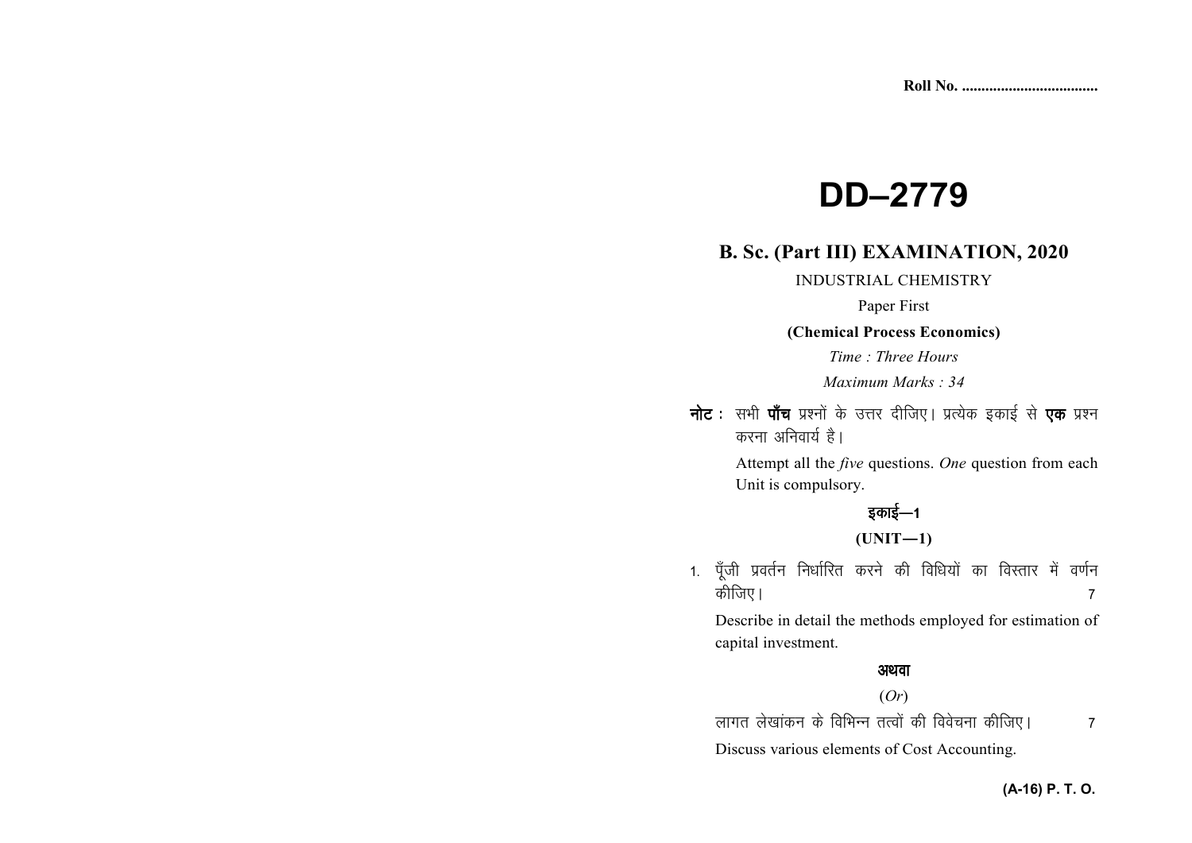Roll No. ..................................

# DD–2779

## B. Sc. (Part III) EXAMINATION, 2020

INDUSTRIAL CHEMISTRY

Paper First

**(Chemical Process Economics)**

*Time : Three Hours*

*Maximum Marks : 34*

**नोट :** सभी **पाँच** प्रश्नों के उत्तर दीजिए। प्रत्येक इकाई से **एक** प्रश्न करना अनिवार्य है।

Attempt all the *five* questions. *One* question from each Unit is compulsory.

### इकाई—1

### (UNIT—1)

1. पूँजी प्रवर्तन निर्धारित करने की विधियों का विस्तार में वर्णन कीजिए। 7

   Describe in detail the methods employed for estimation of capital investment.

   **अथवा**

   (*Or*)

   लागत लेखांकन के विभिन्न तत्वों की विवेचना कीजिए। 7

   Discuss various elements of Cost Accounting.

**(A-16) P. T. O.**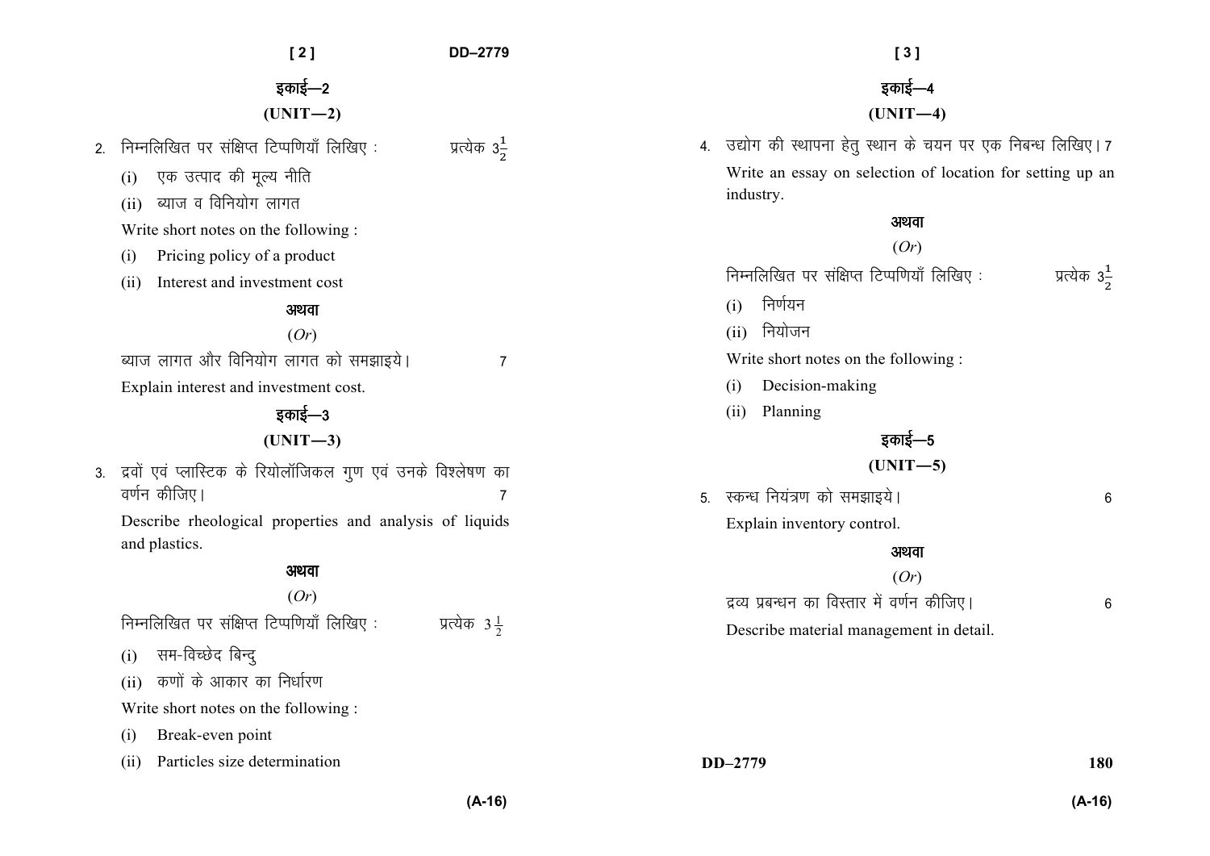## इकाई—2

## (UNIT—2)

2. निम्नलिखित पर संक्षिप्त टिप्पणियाँ लिखिए : प्रत्येक $3\frac{1}{2}$

   (i) एक उत्पाद की मूल्य नीति

   (ii) ब्याज व विनियोग लागत

   Write short notes on the following :

   (i) Pricing policy of a product

   (ii) Interest and investment cost

   **अथवा**

   (*Or*)

   ब्याज लागत और विनियोग लागत को समझाइये। 7

   Explain interest and investment cost.

## इकाई—3

## (UNIT—3)

3. द्रवों एवं प्लास्टिक के रियोलॉजिकल गुण एवं उनके विश्लेषण का वर्णन कीजिए। 7

   Describe rheological properties and analysis of liquids and plastics.

   **अथवा**

   (*Or*)

   निम्नलिखित पर संक्षिप्त टिप्पणियाँ लिखिए : प्रत्येक $3\frac{1}{2}$

   (i) सम-विच्छेद बिन्दु

   (ii) कणों के आकार का निर्धारण

   Write short notes on the following :

   (i) Break-even point

   (ii) Particles size determination

## इकाई—4

## (UNIT—4)

4. उद्योग की स्थापना हेतु स्थान के चयन पर एक निबन्ध लिखिए। 7

   Write an essay on selection of location for setting up an industry.

   **अथवा**

   (*Or*)

   निम्नलिखित पर संक्षिप्त टिप्पणियाँ लिखिए : प्रत्येक $3\frac{1}{2}$

   (i) निर्णयन

   (ii) नियोजन

   Write short notes on the following :

   (i) Decision-making

   (ii) Planning

## इकाई—5

## (UNIT—5)

5. स्कन्ध नियंत्रण को समझाइये। 6

   Explain inventory control.

   **अथवा**

   (*Or*)

   द्रव्य प्रबन्धन का विस्तार में वर्णन कीजिए। 6

   Describe material management in detail.